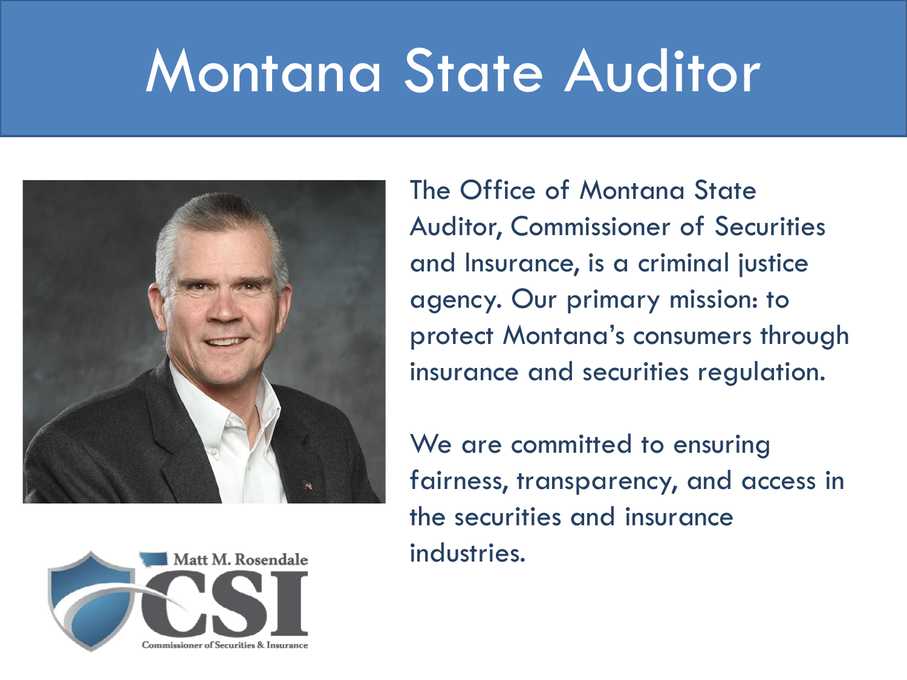# Montana State Auditor

The Office of Montana State Auditor, Commissioner of Securities and Insurance, is a criminal justice agency. Our primary mission: to protect Montana's consumers through insurance and securities regulation.

We are committed to ensuring fairness, transparency, and access in the securities and insurance industries.

Matt M. Rosendale

CSI

Commissioner of Securities & Insurance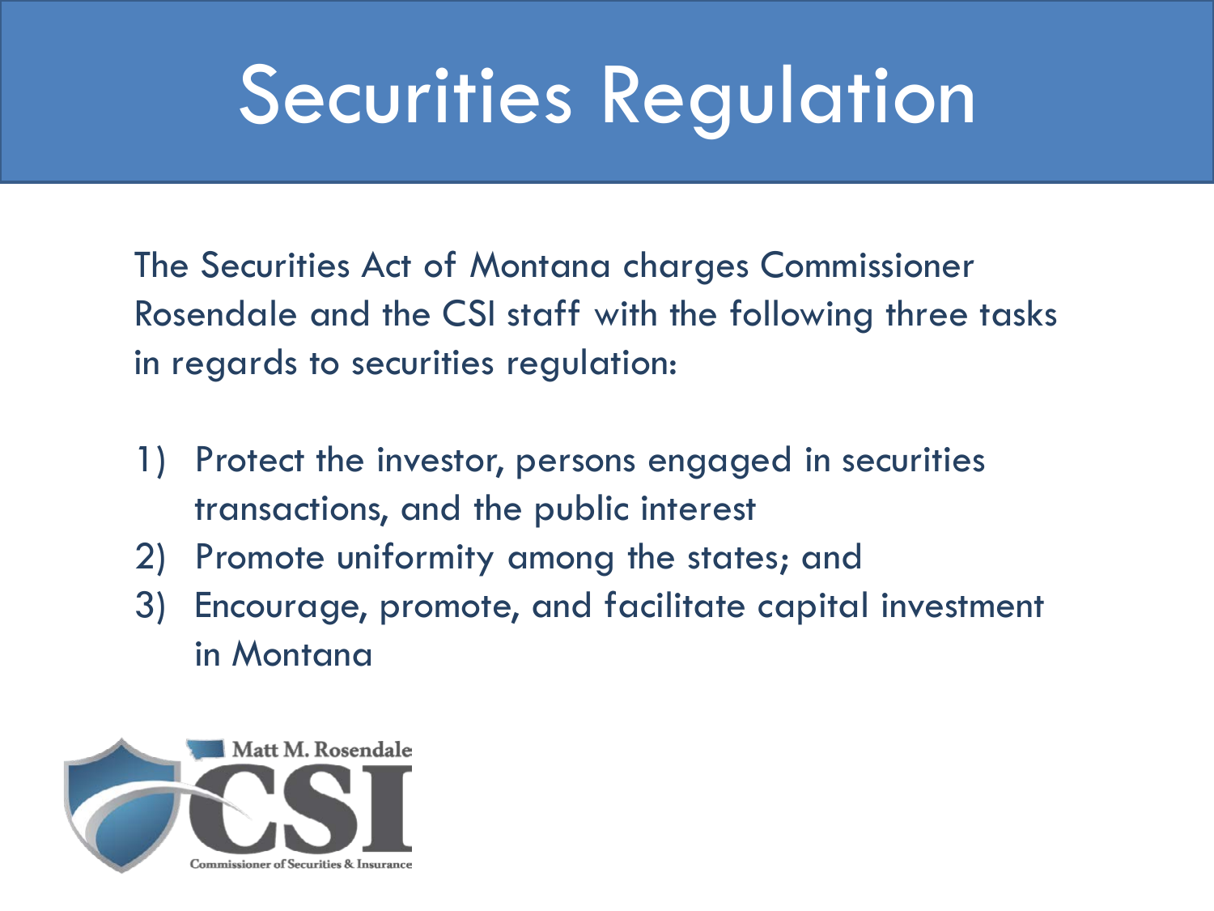# Securities Regulation

The Securities Act of Montana charges Commissioner Rosendale and the CSI staff with the following three tasks in regards to securities regulation:

1) Protect the investor, persons engaged in securities transactions, and the public interest
2) Promote uniformity among the states; and
3) Encourage, promote, and facilitate capital investment in Montana

Matt M. Rosendale
CSI
Commissioner of Securities & Insurance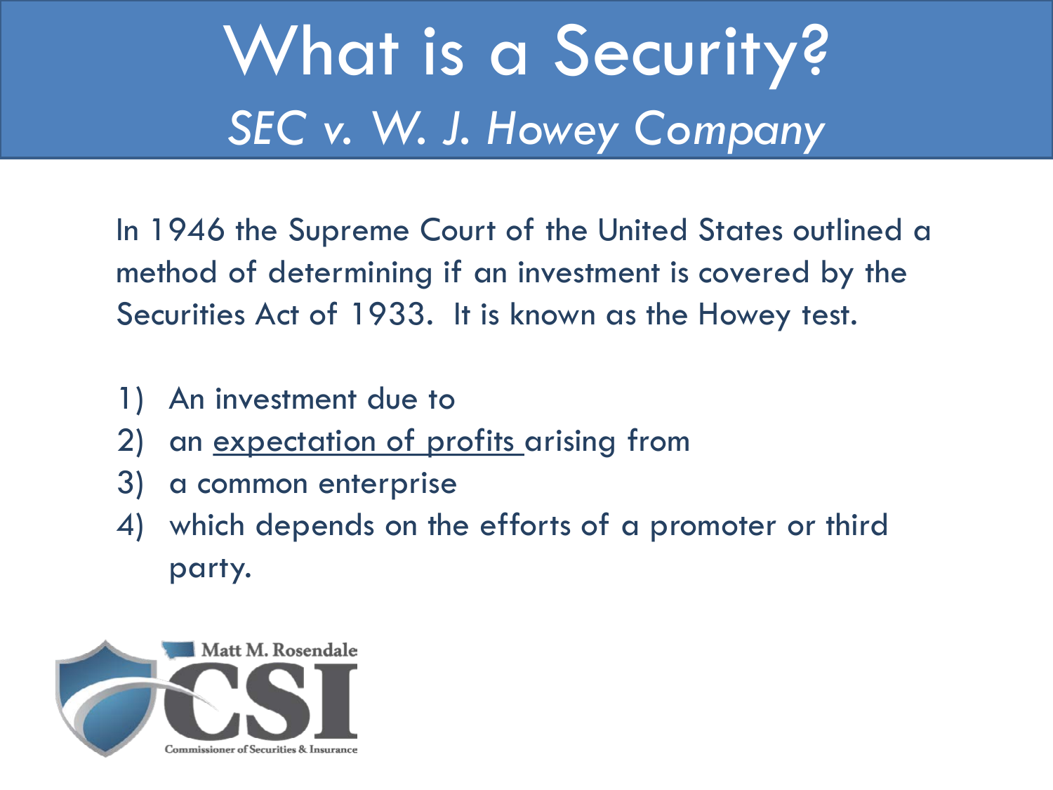# What is a Security?

## *SEC v. W. J. Howey Company*

In 1946 the Supreme Court of the United States outlined a method of determining if an investment is covered by the Securities Act of 1933. It is known as the Howey test.

1) An investment due to
2) an <u>expectation of profits</u> arising from
3) a common enterprise
4) which depends on the efforts of a promoter or third party.

Matt M. Rosendale CSI Commissioner of Securities & Insurance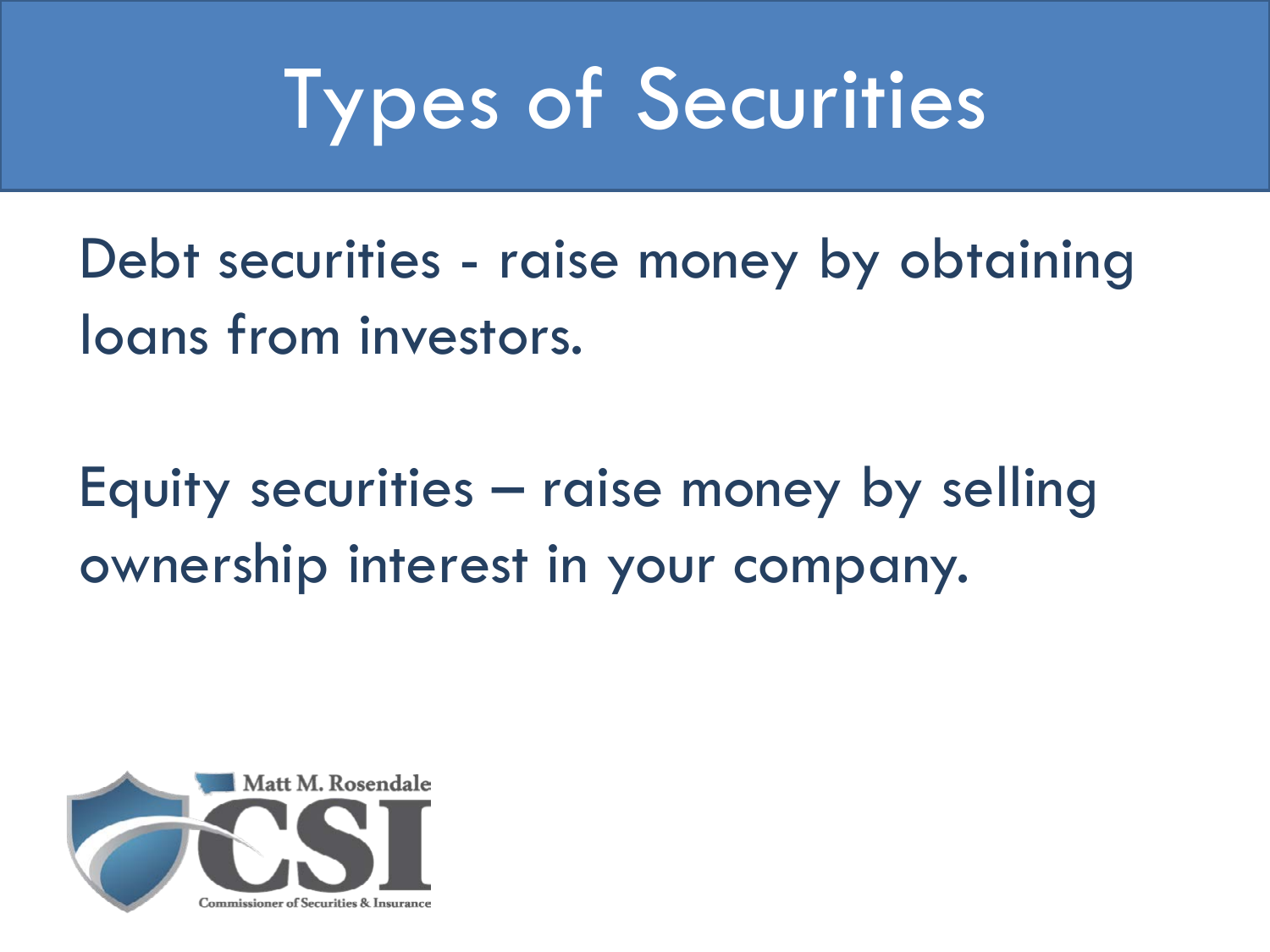# Types of Securities

Debt securities - raise money by obtaining loans from investors.

Equity securities – raise money by selling ownership interest in your company.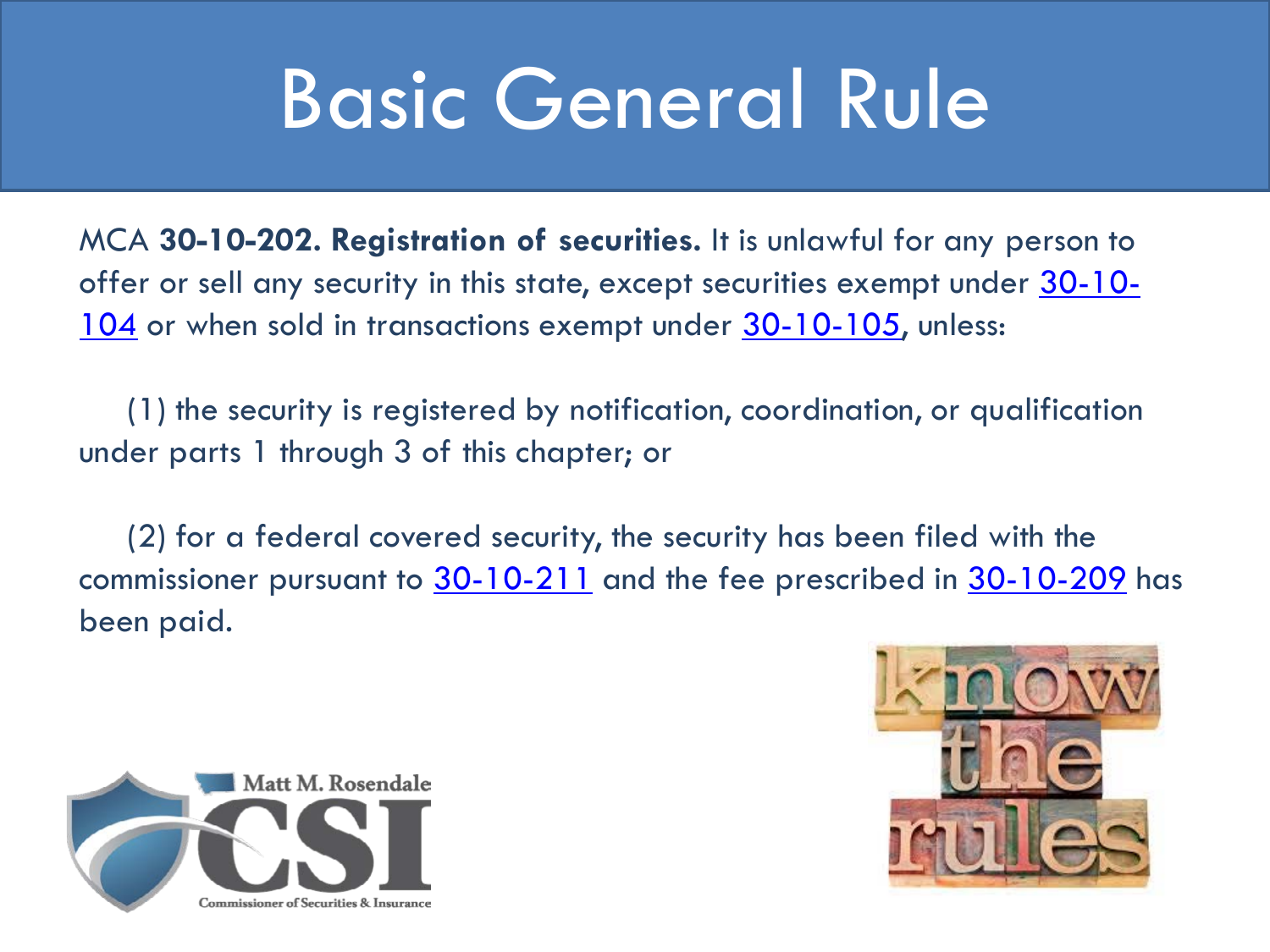# Basic General Rule

MCA **30-10-202. Registration of securities.** It is unlawful for any person to offer or sell any security in this state, except securities exempt under 30-10-104 or when sold in transactions exempt under 30-10-105, unless:

(1) the security is registered by notification, coordination, or qualification under parts 1 through 3 of this chapter; or

(2) for a federal covered security, the security has been filed with the commissioner pursuant to 30-10-211 and the fee prescribed in 30-10-209 has been paid.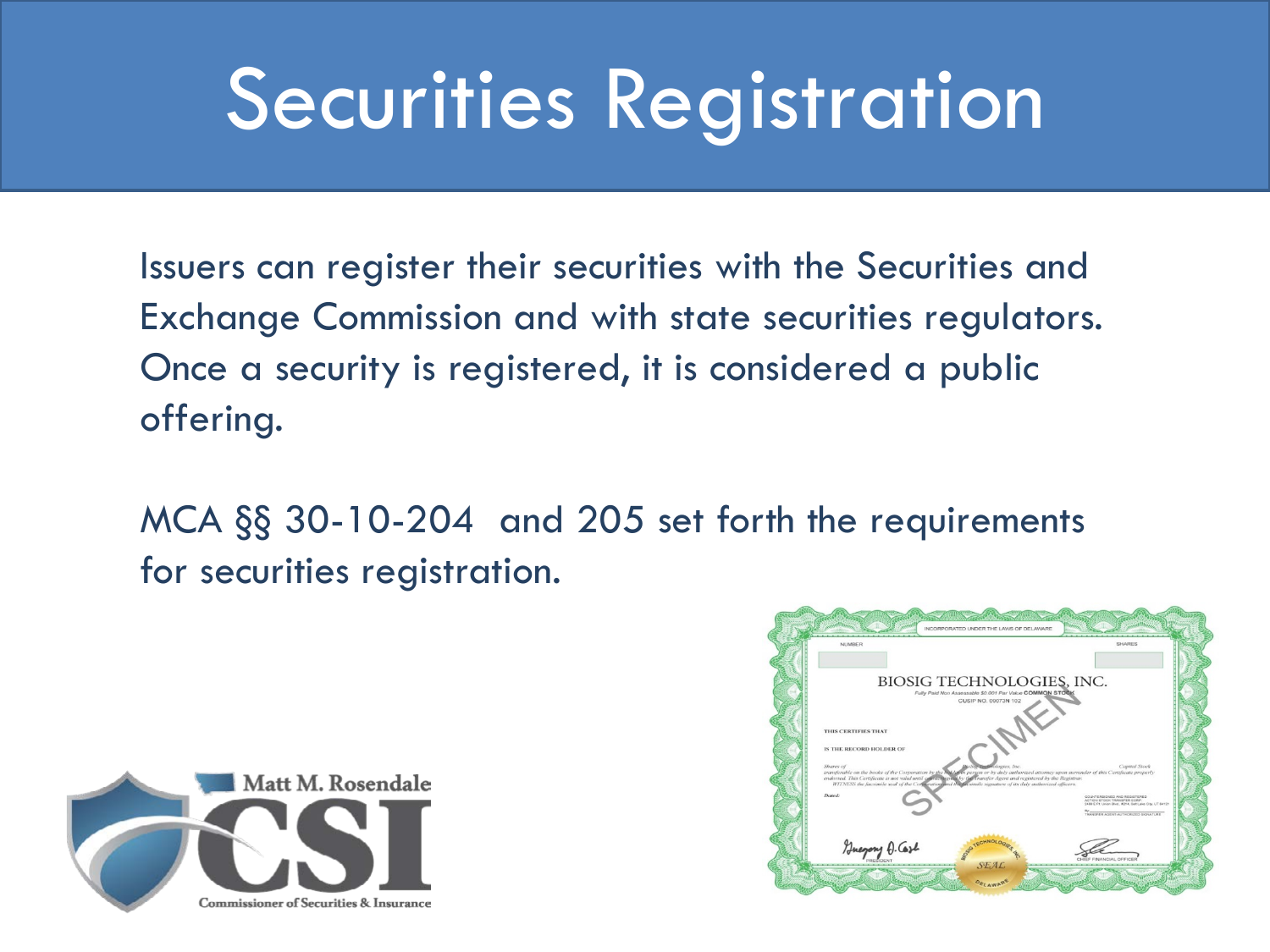# Securities Registration

Issuers can register their securities with the Securities and Exchange Commission and with state securities regulators. Once a security is registered, it is considered a public offering.

MCA §§ 30-10-204 and 205 set forth the requirements for securities registration.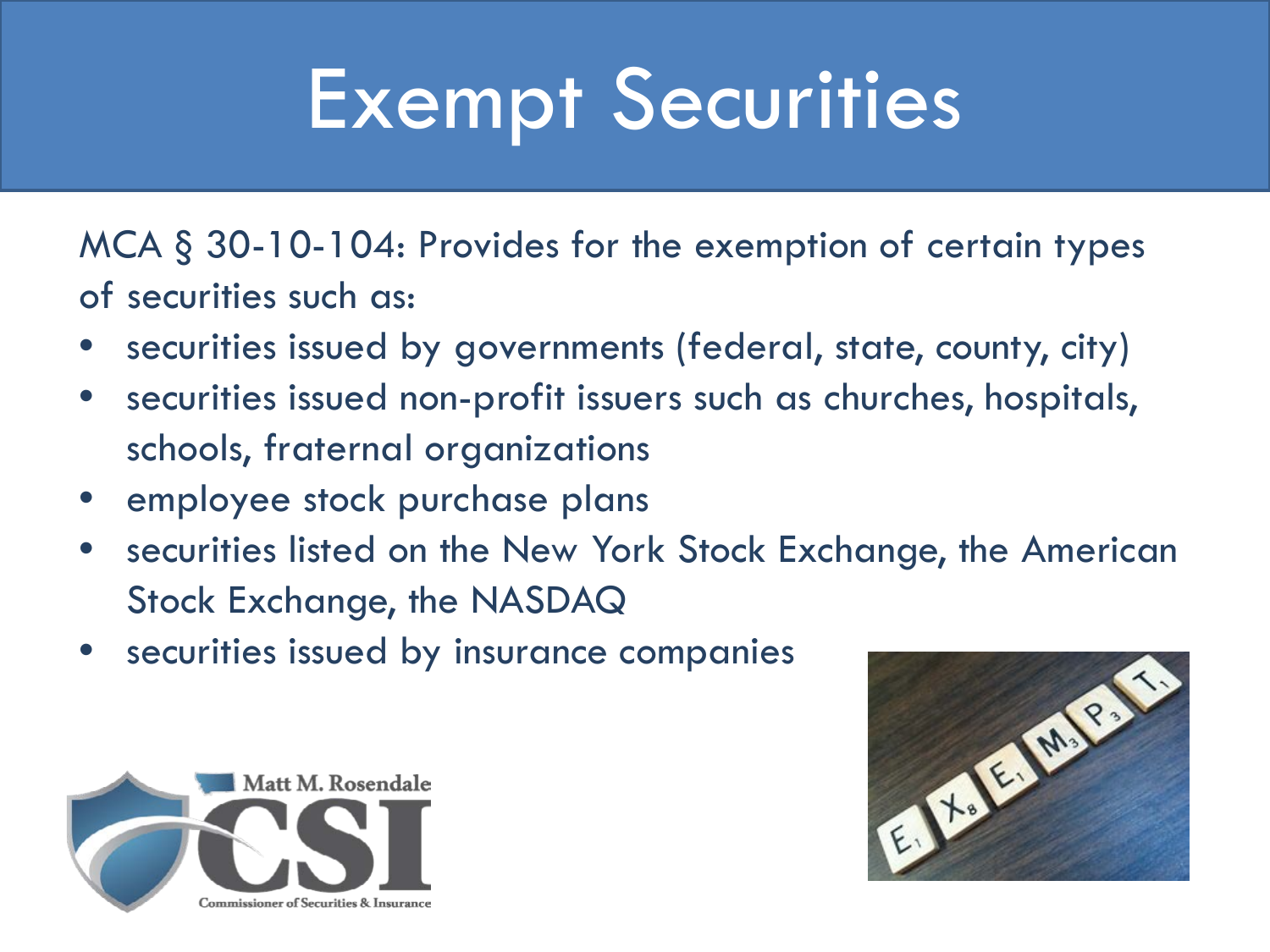# Exempt Securities

MCA § 30-10-104: Provides for the exemption of certain types of securities such as:

- securities issued by governments (federal, state, county, city)
- securities issued non-profit issuers such as churches, hospitals, schools, fraternal organizations
- employee stock purchase plans
- securities listed on the New York Stock Exchange, the American Stock Exchange, the NASDAQ
- securities issued by insurance companies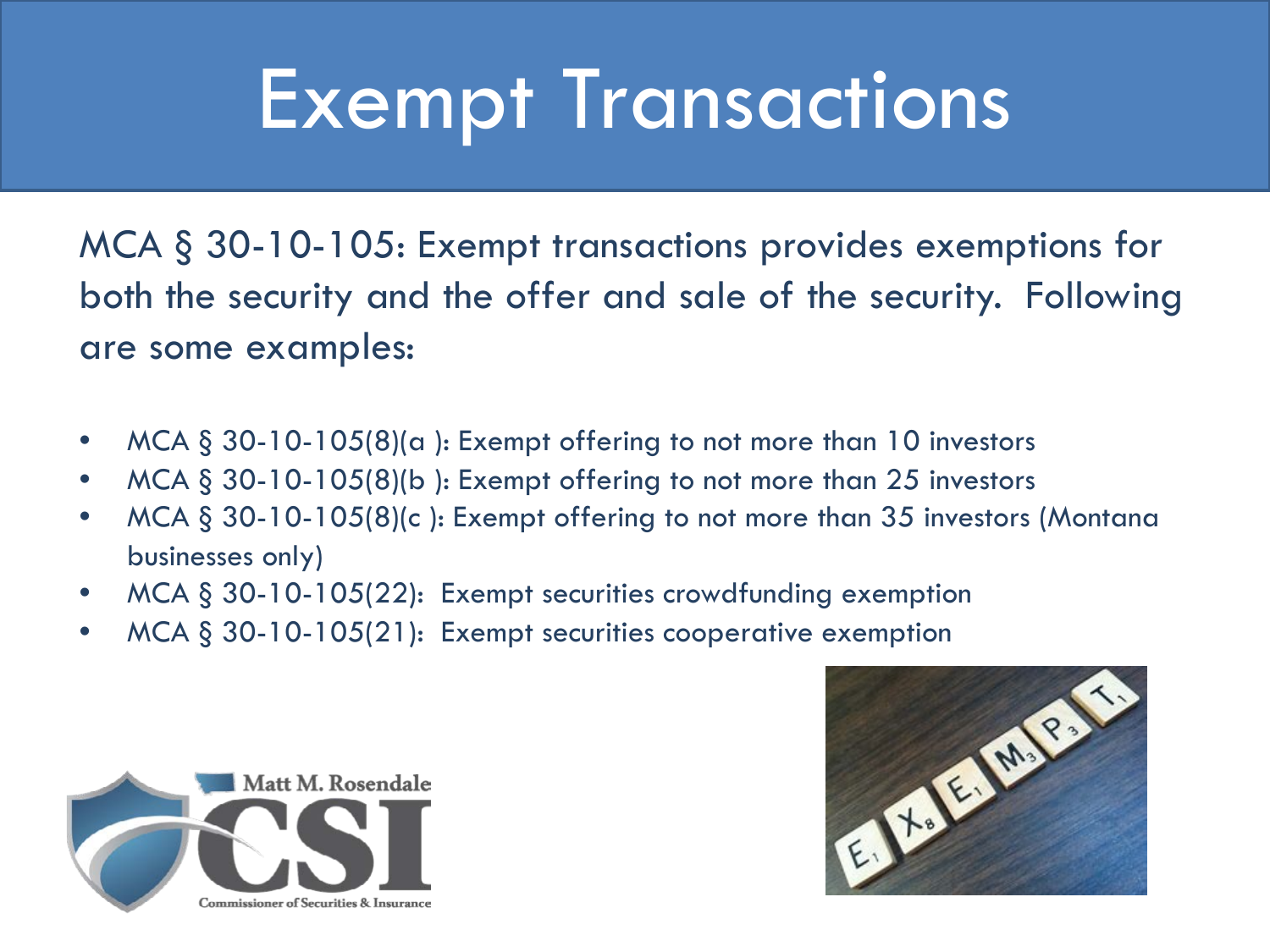# Exempt Transactions

MCA § 30-10-105: Exempt transactions provides exemptions for both the security and the offer and sale of the security. Following are some examples:

- MCA § 30-10-105(8)(a ): Exempt offering to not more than 10 investors
- MCA § 30-10-105(8)(b ): Exempt offering to not more than 25 investors
- MCA § 30-10-105(8)(c ): Exempt offering to not more than 35 investors (Montana businesses only)
- MCA § 30-10-105(22): Exempt securities crowdfunding exemption
- MCA § 30-10-105(21): Exempt securities cooperative exemption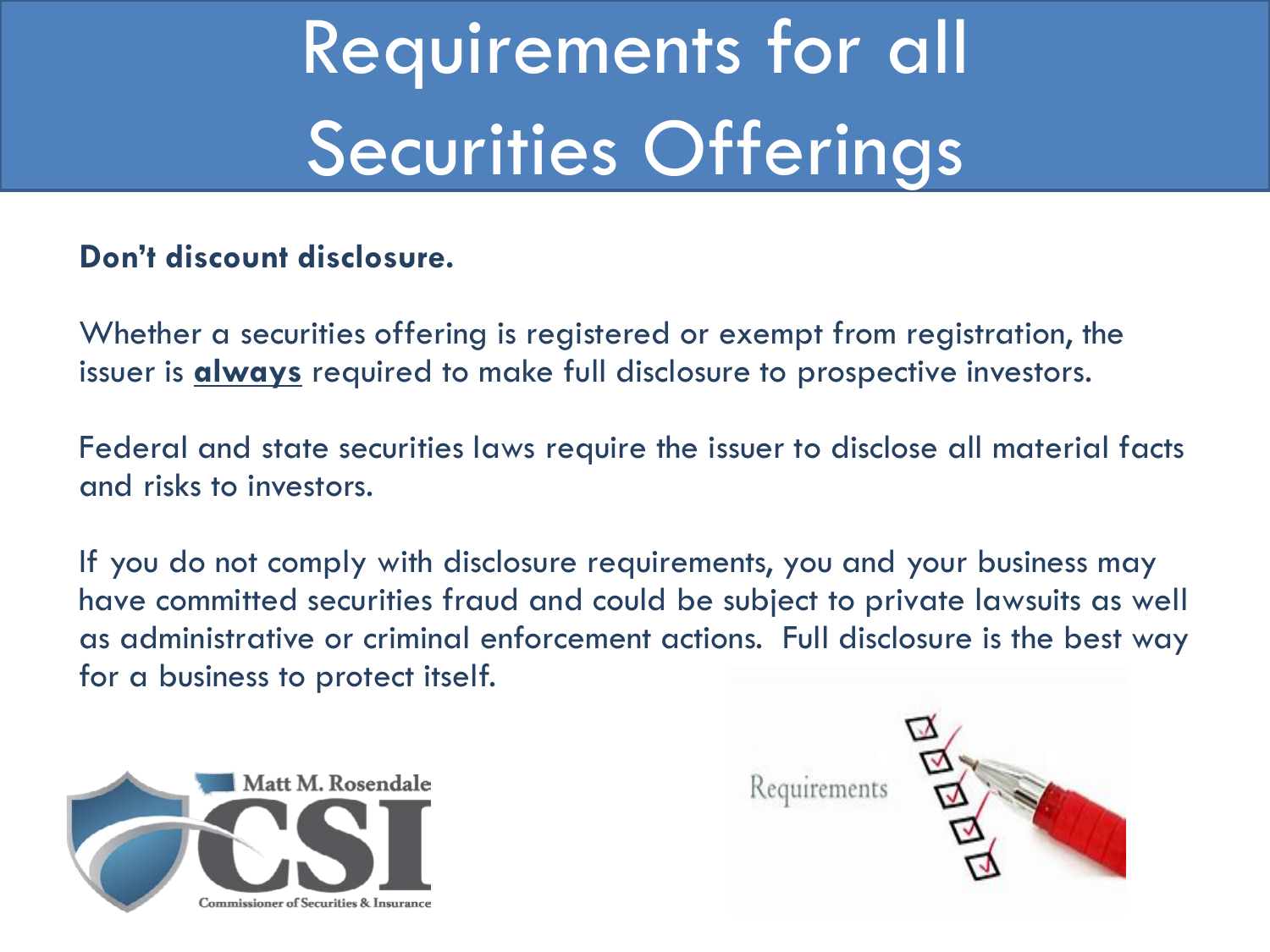# Requirements for all Securities Offerings

**Don't discount disclosure.**

Whether a securities offering is registered or exempt from registration, the issuer is **always** required to make full disclosure to prospective investors.

Federal and state securities laws require the issuer to disclose all material facts and risks to investors.

If you do not comply with disclosure requirements, you and your business may have committed securities fraud and could be subject to private lawsuits as well as administrative or criminal enforcement actions. Full disclosure is the best way for a business to protect itself.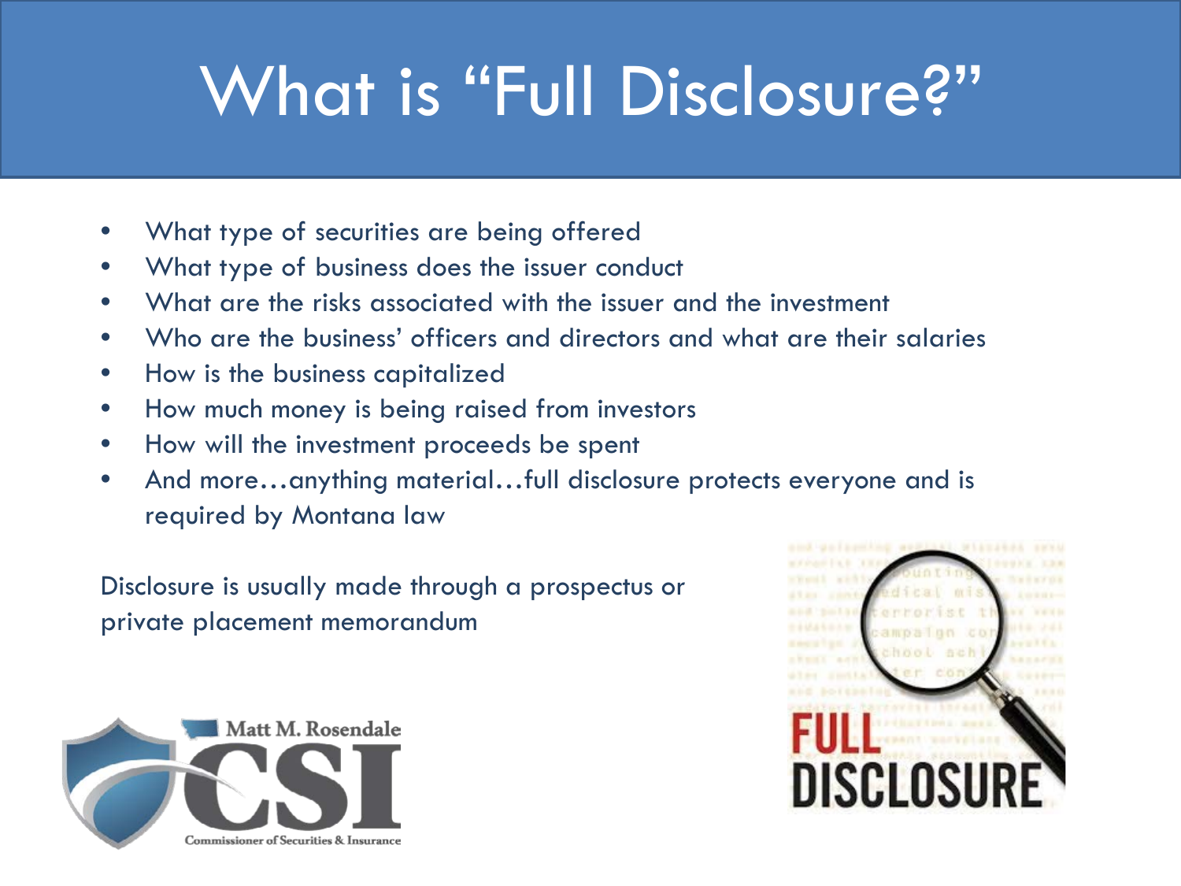# What is "Full Disclosure?"

- What type of securities are being offered
- What type of business does the issuer conduct
- What are the risks associated with the issuer and the investment
- Who are the business' officers and directors and what are their salaries
- How is the business capitalized
- How much money is being raised from investors
- How will the investment proceeds be spent
- And more…anything material…full disclosure protects everyone and is required by Montana law

Disclosure is usually made through a prospectus or private placement memorandum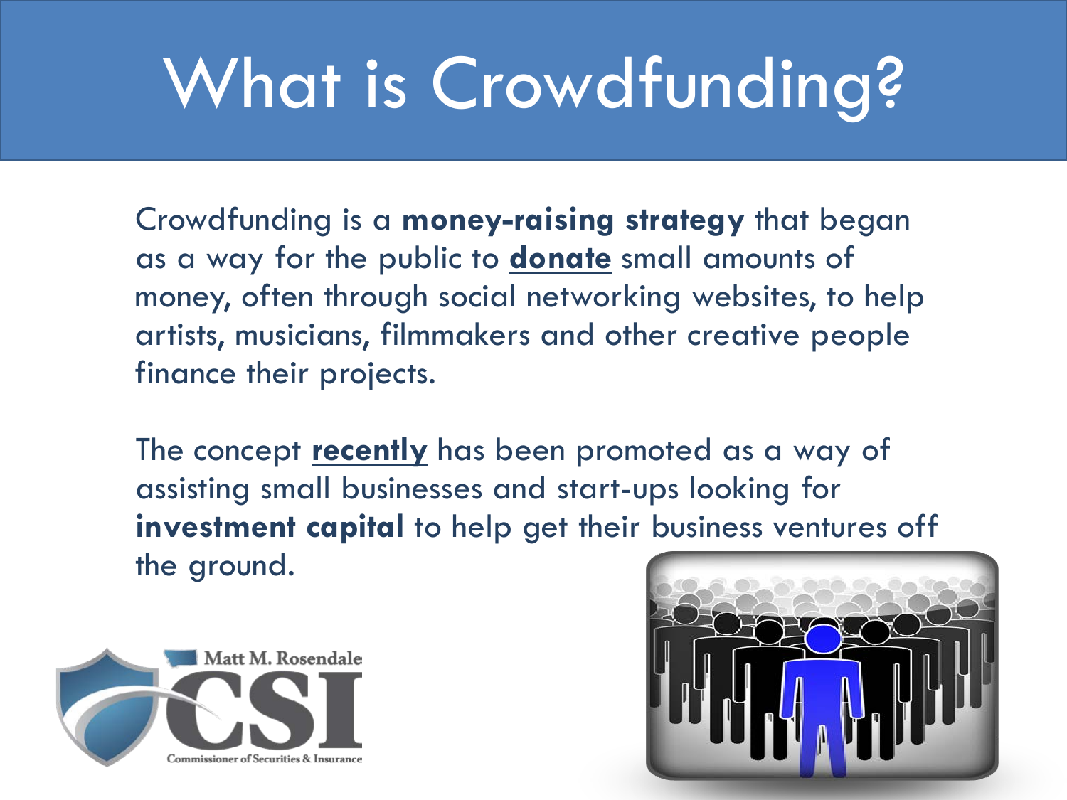# What is Crowdfunding?

Crowdfunding is a **money-raising strategy** that began as a way for the public to **donate** small amounts of money, often through social networking websites, to help artists, musicians, filmmakers and other creative people finance their projects.

The concept **recently** has been promoted as a way of assisting small businesses and start-ups looking for **investment capital** to help get their business ventures off the ground.

Matt M. Rosendale CSI Commissioner of Securities & Insurance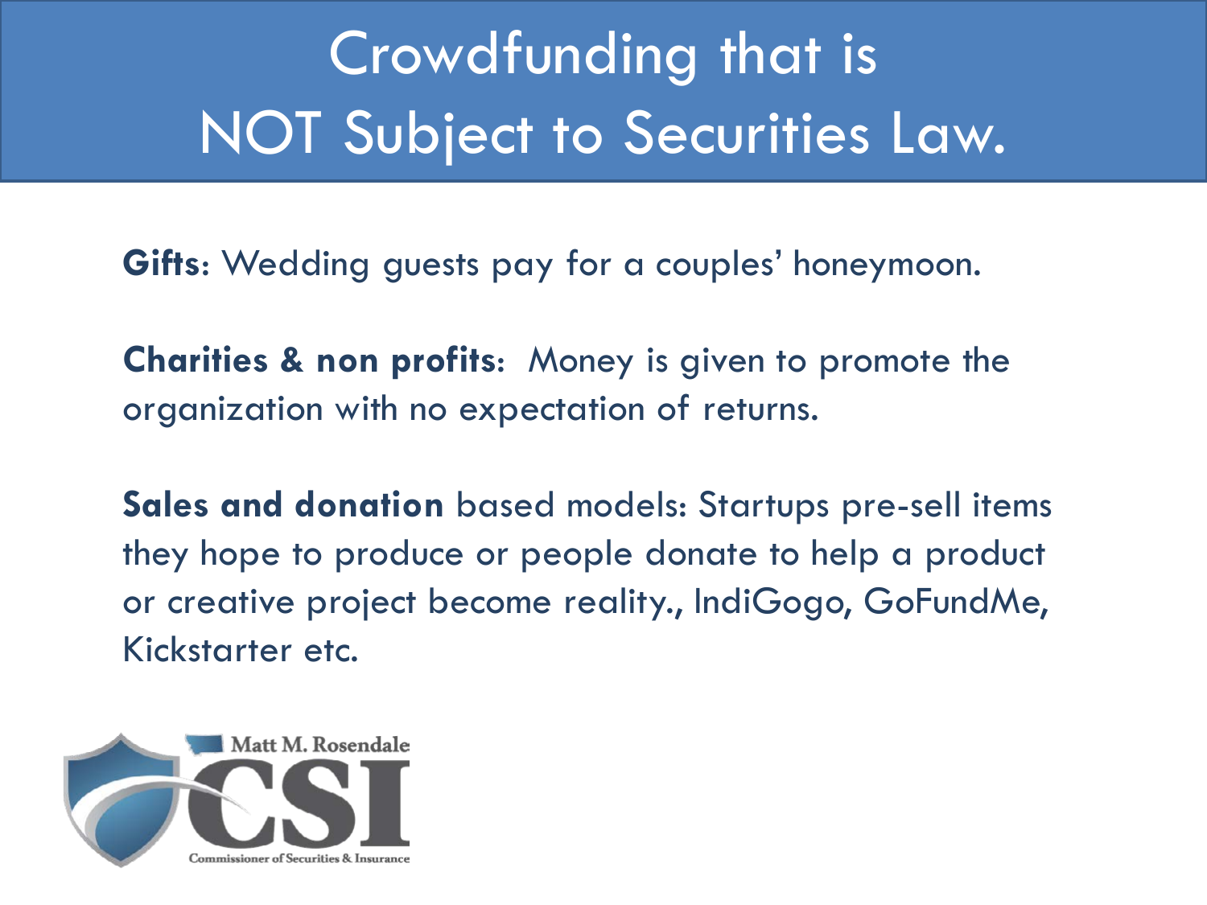# Crowdfunding that is NOT Subject to Securities Law.

**Gifts**: Wedding guests pay for a couples' honeymoon.

**Charities & non profits**: Money is given to promote the organization with no expectation of returns.

**Sales and donation** based models: Startups pre-sell items they hope to produce or people donate to help a product or creative project become reality., IndiGogo, GoFundMe, Kickstarter etc.

Matt M. Rosendale CSI Commissioner of Securities & Insurance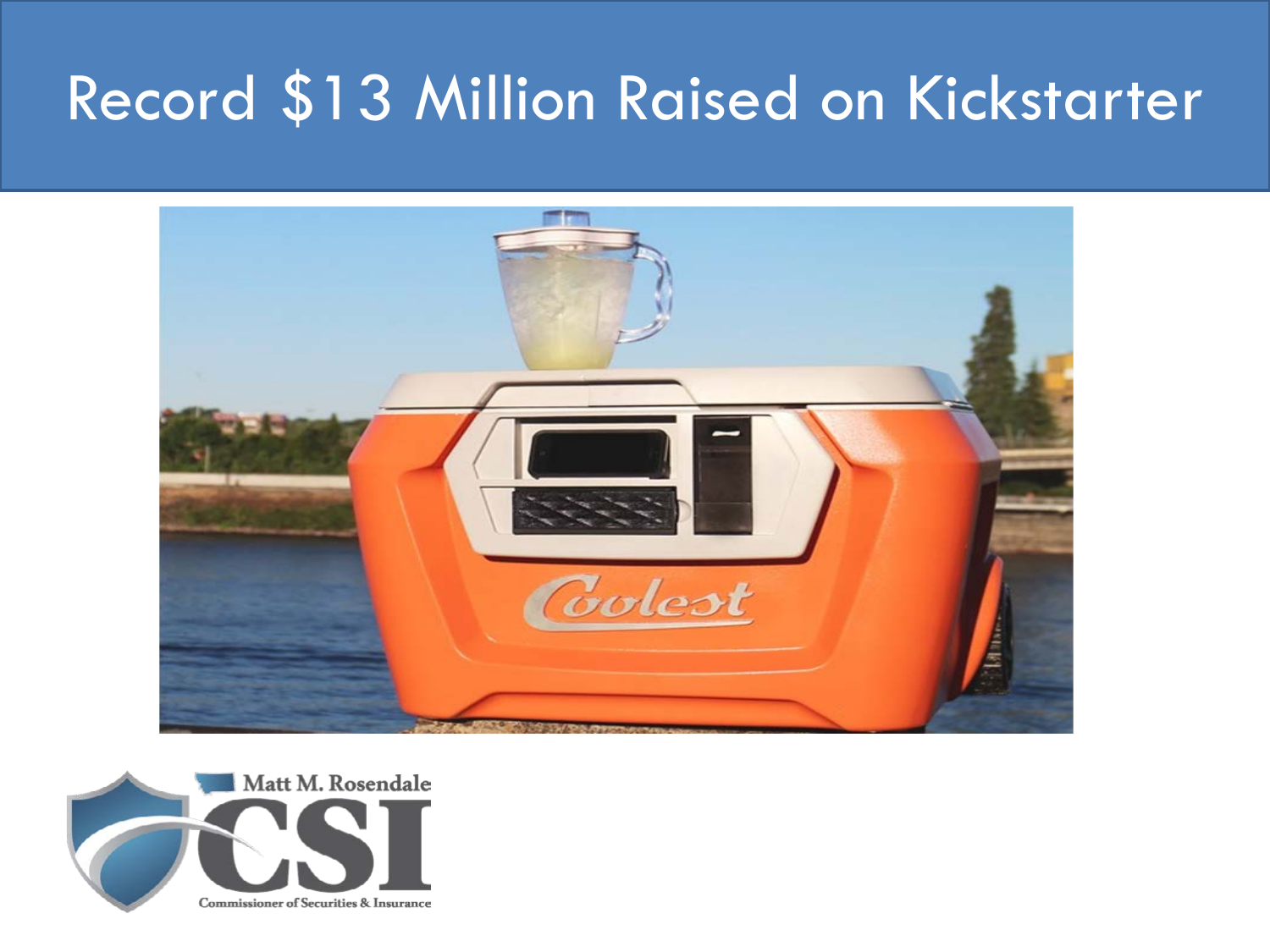# Record $13 Million Raised on Kickstarter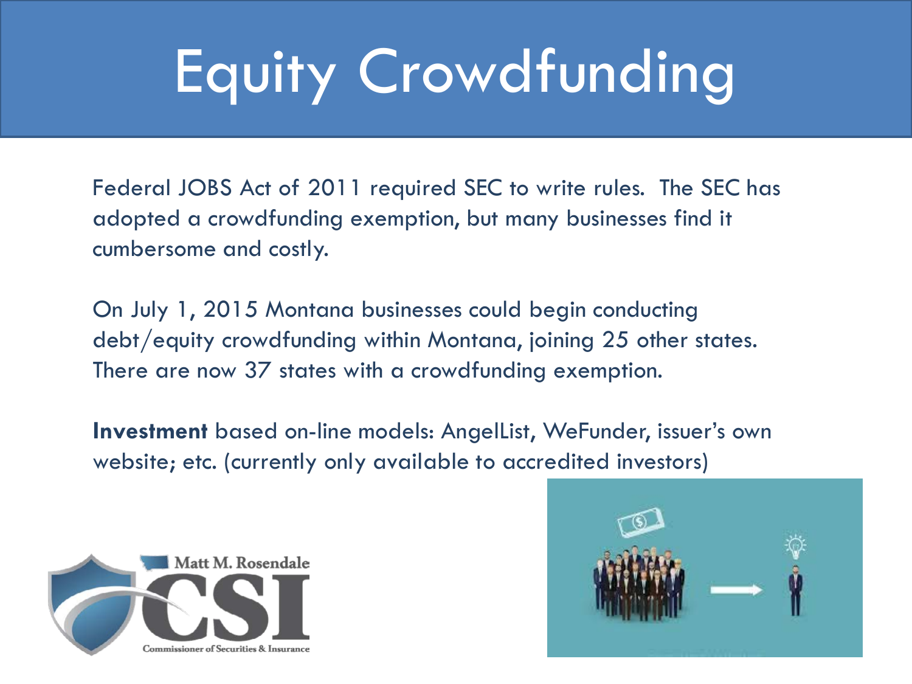# Equity Crowdfunding

Federal JOBS Act of 2011 required SEC to write rules. The SEC has adopted a crowdfunding exemption, but many businesses find it cumbersome and costly.

On July 1, 2015 Montana businesses could begin conducting debt/equity crowdfunding within Montana, joining 25 other states. There are now 37 states with a crowdfunding exemption.

**Investment** based on-line models: AngelList, WeFunder, issuer's own website; etc. (currently only available to accredited investors)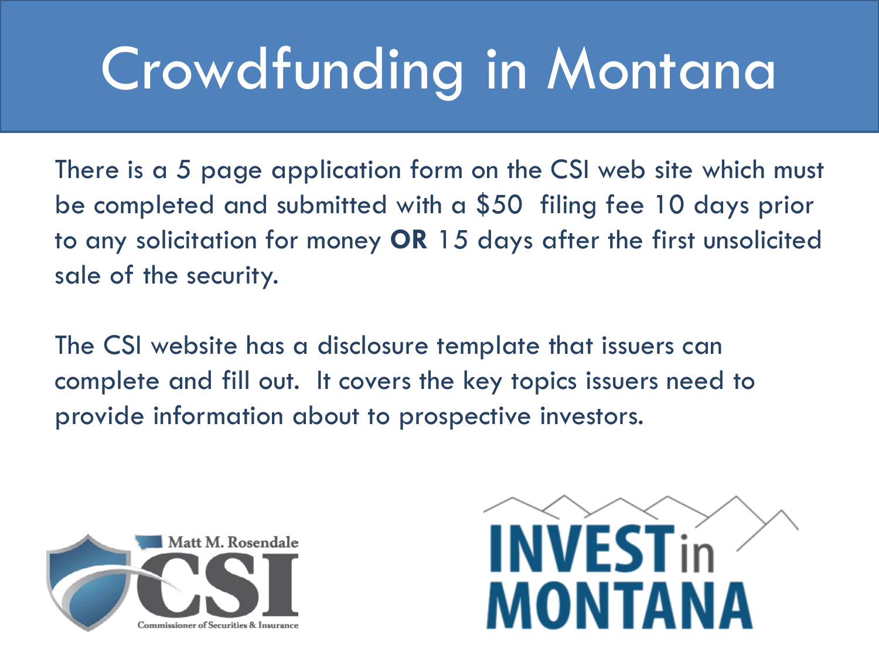# Crowdfunding in Montana

There is a 5 page application form on the CSI web site which must be completed and submitted with a $50 filing fee 10 days prior to any solicitation for money **OR** 15 days after the first unsolicited sale of the security.

The CSI website has a disclosure template that issuers can complete and fill out. It covers the key topics issuers need to provide information about to prospective investors.

Matt M. Rosendale CSI Commissioner of Securities & Insurance

INVEST in MONTANA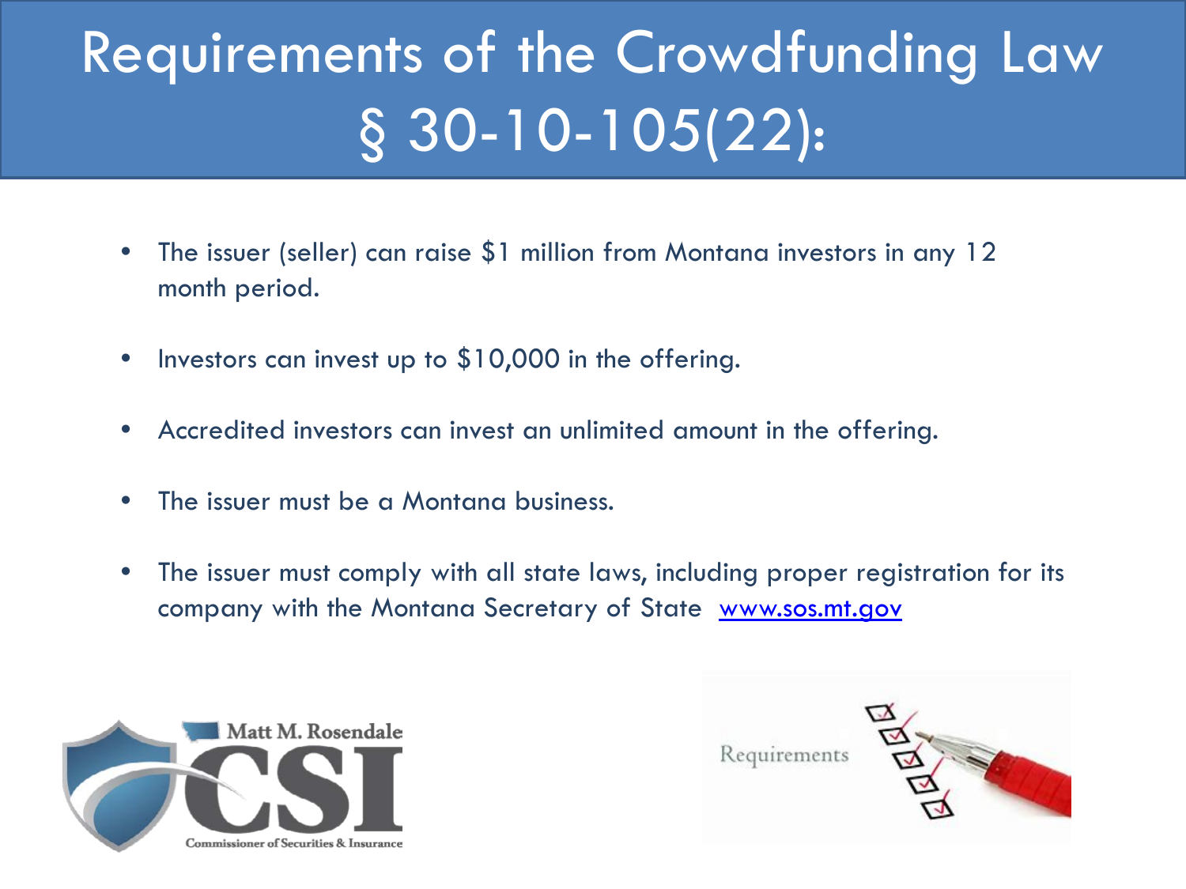# Requirements of the Crowdfunding Law § 30-10-105(22):

- The issuer (seller) can raise $1 million from Montana investors in any 12 month period.
- Investors can invest up to $10,000 in the offering.
- Accredited investors can invest an unlimited amount in the offering.
- The issuer must be a Montana business.
- The issuer must comply with all state laws, including proper registration for its company with the Montana Secretary of State [www.sos.mt.gov](http://www.sos.mt.gov)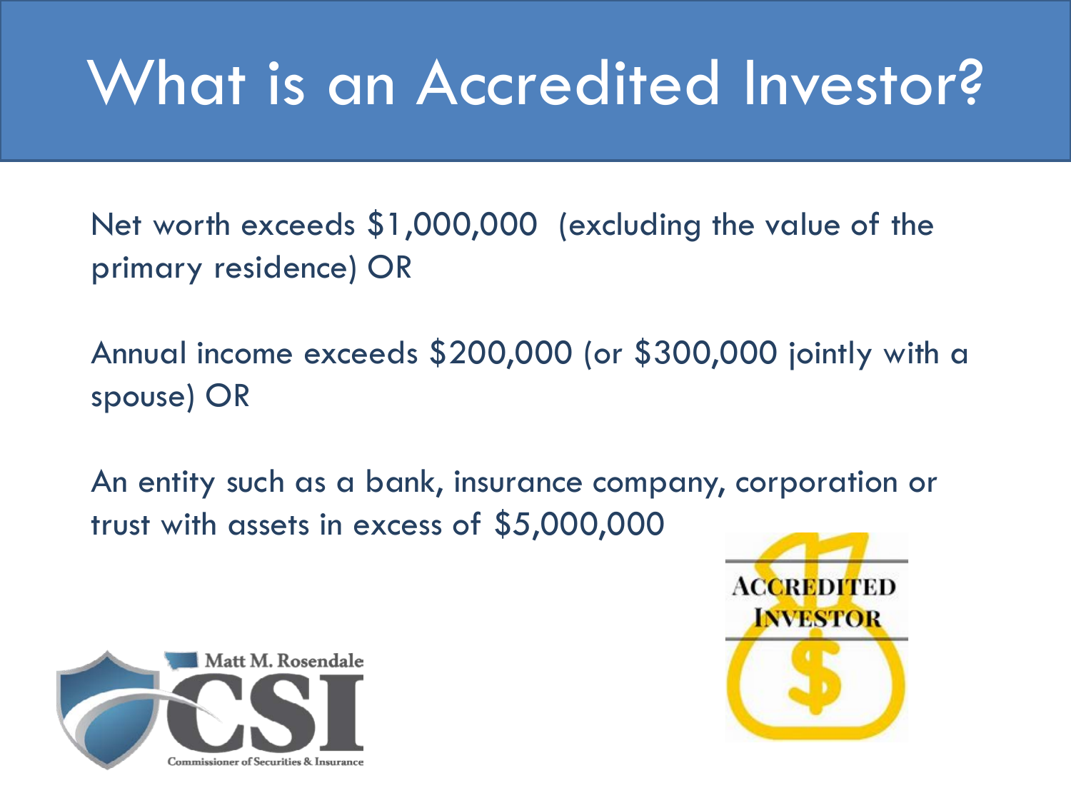# What is an Accredited Investor?

Net worth exceeds $1,000,000 (excluding the value of the primary residence) OR

Annual income exceeds $200,000 (or $300,000 jointly with a spouse) OR

An entity such as a bank, insurance company, corporation or trust with assets in excess of $5,000,000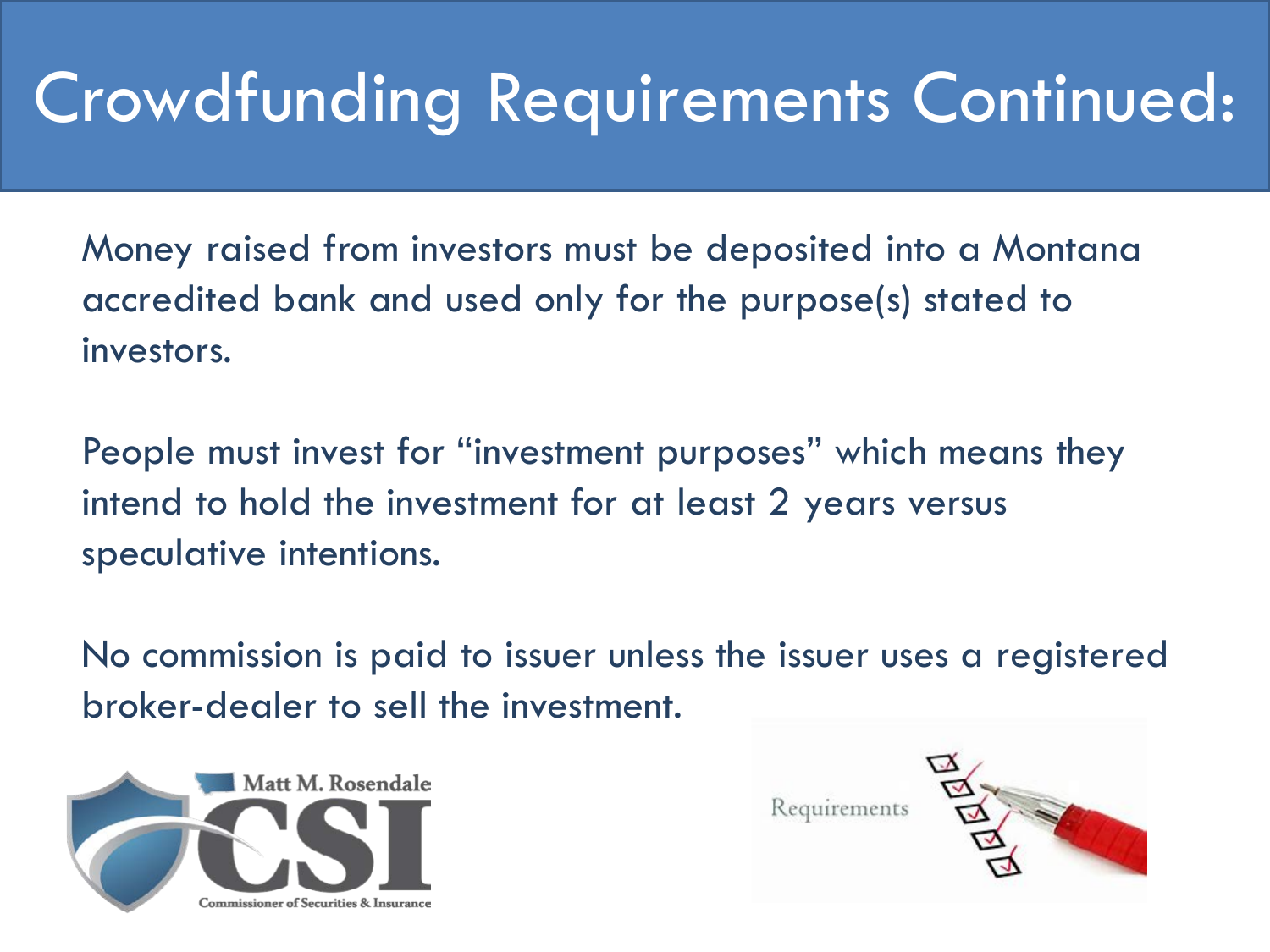# Crowdfunding Requirements Continued:

Money raised from investors must be deposited into a Montana accredited bank and used only for the purpose(s) stated to investors.

People must invest for "investment purposes" which means they intend to hold the investment for at least 2 years versus speculative intentions.

No commission is paid to issuer unless the issuer uses a registered broker-dealer to sell the investment.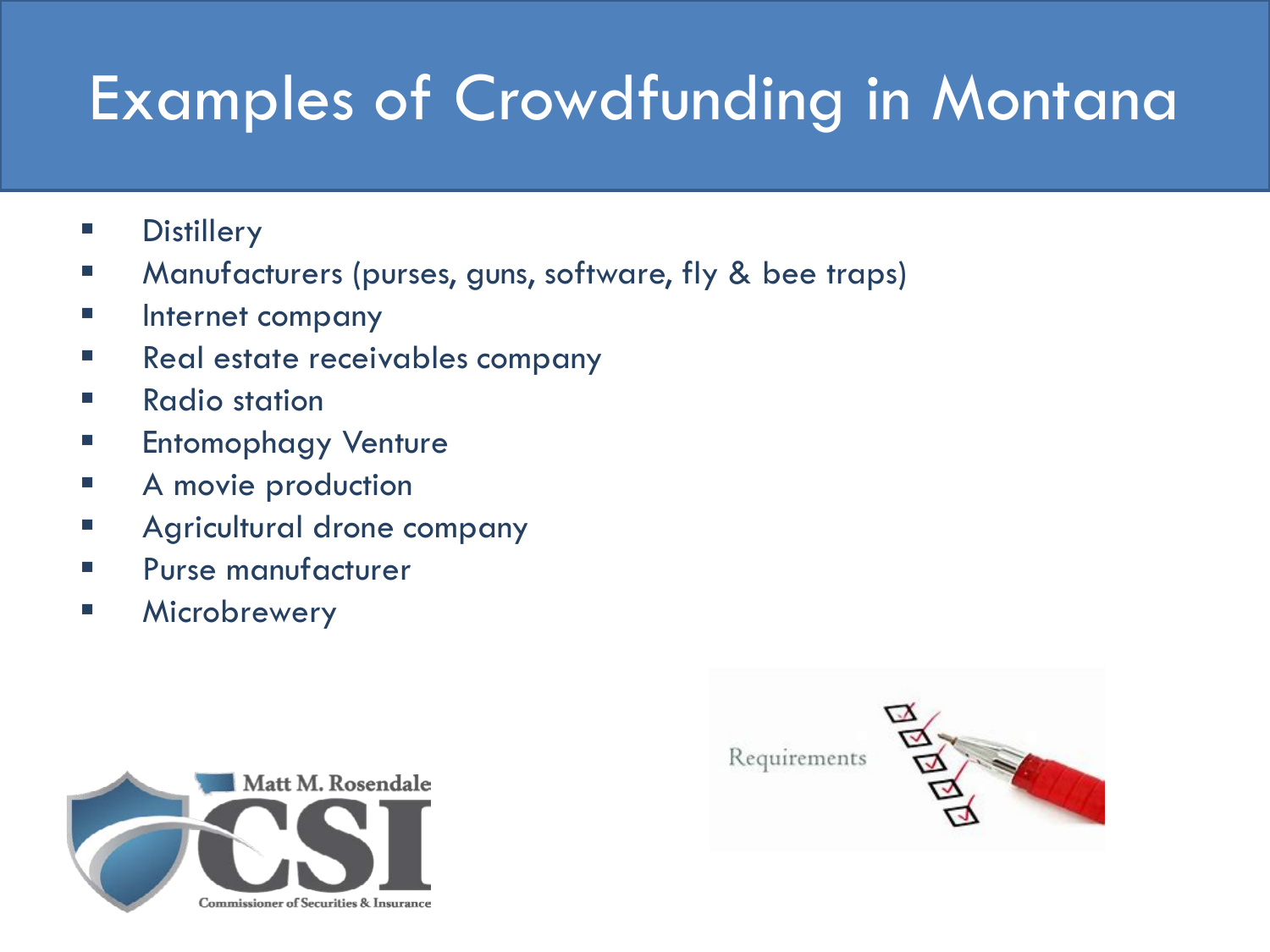# Examples of Crowdfunding in Montana

- Distillery
- Manufacturers (purses, guns, software, fly & bee traps)
- Internet company
- Real estate receivables company
- Radio station
- Entomophagy Venture
- A movie production
- Agricultural drone company
- Purse manufacturer
- Microbrewery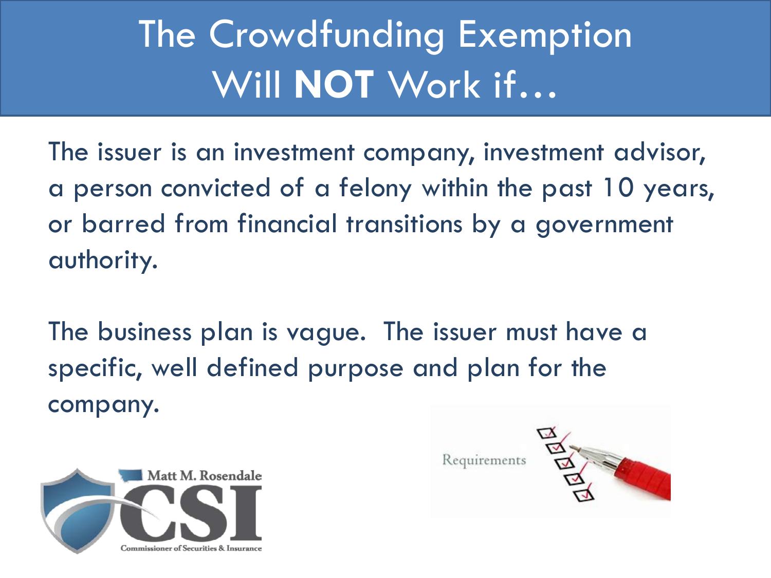# The Crowdfunding Exemption Will **NOT** Work if…

The issuer is an investment company, investment advisor, a person convicted of a felony within the past 10 years, or barred from financial transitions by a government authority.

The business plan is vague. The issuer must have a specific, well defined purpose and plan for the company.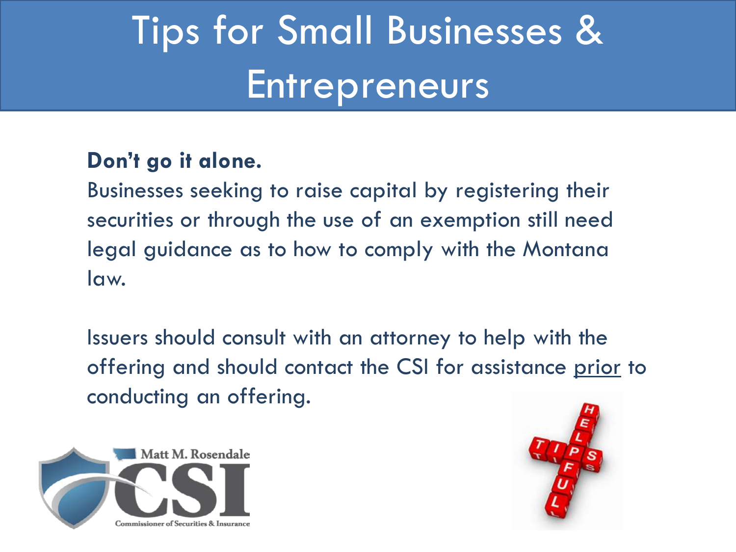# Tips for Small Businesses & Entrepreneurs

**Don't go it alone.**

Businesses seeking to raise capital by registering their securities or through the use of an exemption still need legal guidance as to how to comply with the Montana law.

Issuers should consult with an attorney to help with the offering and should contact the CSI for assistance prior to conducting an offering.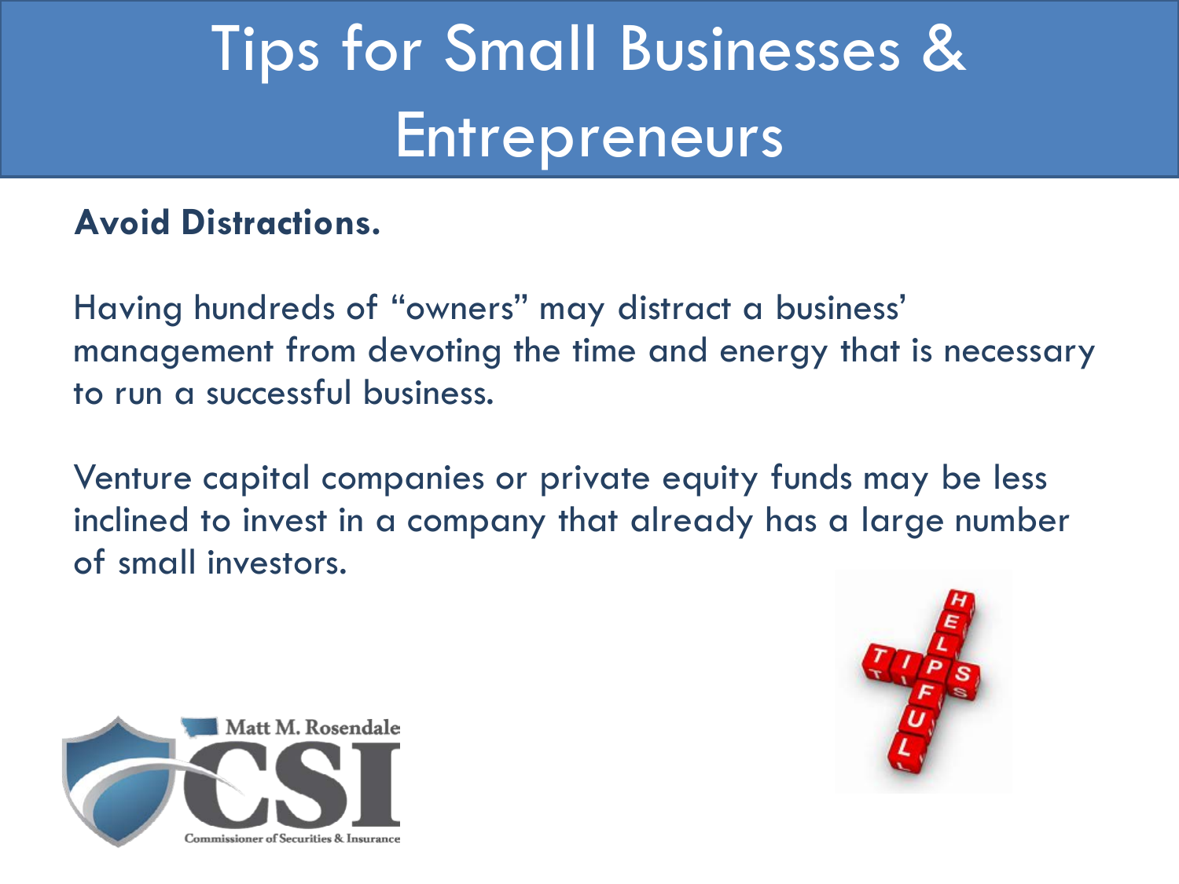# Tips for Small Businesses & Entrepreneurs

**Avoid Distractions.**

Having hundreds of "owners" may distract a business' management from devoting the time and energy that is necessary to run a successful business.

Venture capital companies or private equity funds may be less inclined to invest in a company that already has a large number of small investors.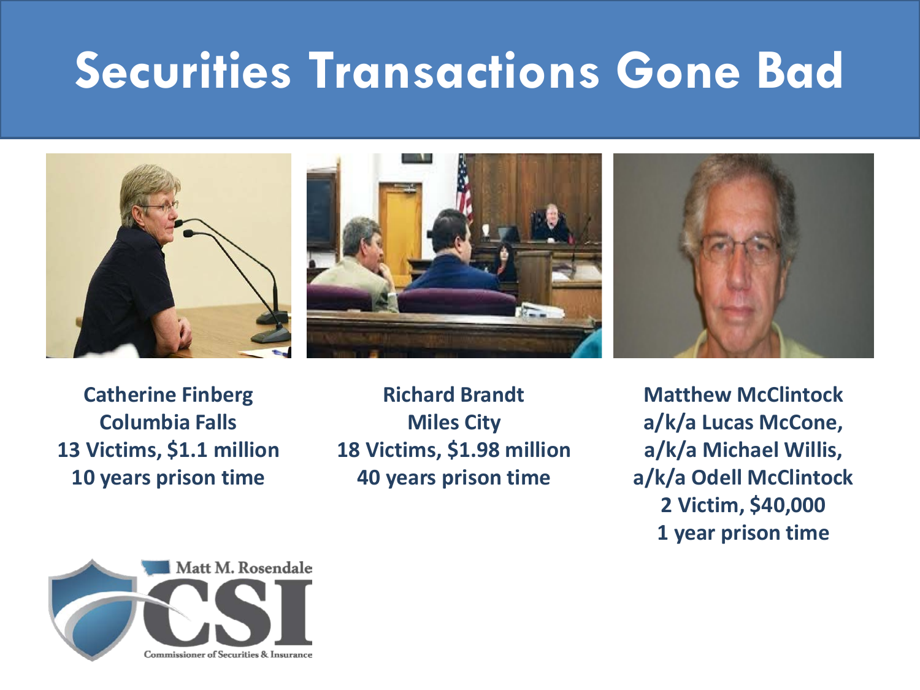# Securities Transactions Gone Bad

**Catherine Finberg**
**Columbia Falls**
**13 Victims, $1.1 million**
**10 years prison time**

**Richard Brandt**
**Miles City**
**18 Victims, $1.98 million**
**40 years prison time**

**Matthew McClintock**
**a/k/a Lucas McCone,**
**a/k/a Michael Willis,**
**a/k/a Odell McClintock**
**2 Victim, $40,000**
**1 year prison time**

Matt M. Rosendale
CSI
Commissioner of Securities & Insurance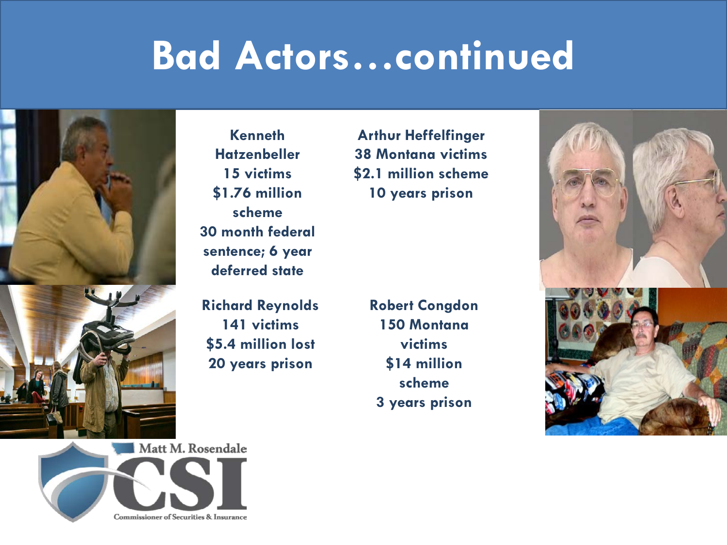# Bad Actors…continued

**Kenneth Hatzenbeller**
**15 victims**
**$1.76 million scheme**
**30 month federal sentence; 6 year deferred state**

**Arthur Heffelfinger**
**38 Montana victims**
**$2.1 million scheme**
**10 years prison**

**Richard Reynolds**
**141 victims**
**$5.4 million lost**
**20 years prison**

**Robert Congdon**
**150 Montana victims**
**$14 million scheme**
**3 years prison**

Matt M. Rosendale
CSI
Commissioner of Securities & Insurance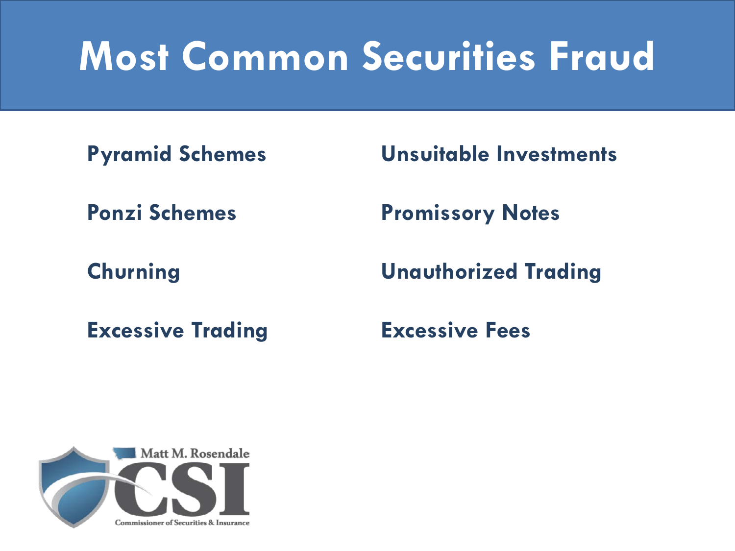# Most Common Securities Fraud

- Pyramid Schemes
- Ponzi Schemes
- Churning
- Excessive Trading
- Unsuitable Investments
- Promissory Notes
- Unauthorized Trading
- Excessive Fees

Matt M. Rosendale
CSI
Commissioner of Securities & Insurance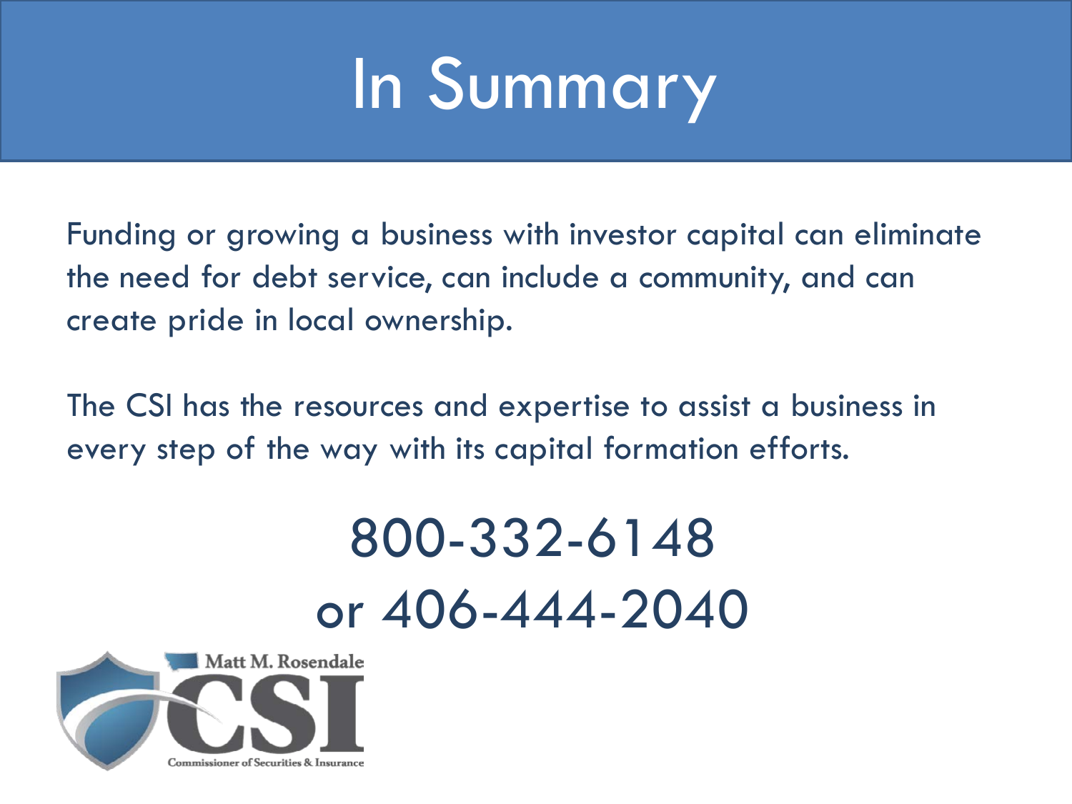# In Summary

Funding or growing a business with investor capital can eliminate the need for debt service, can include a community, and can create pride in local ownership.

The CSI has the resources and expertise to assist a business in every step of the way with its capital formation efforts.

800-332-6148
or 406-444-2040

Matt M. Rosendale
CSI
Commissioner of Securities & Insurance